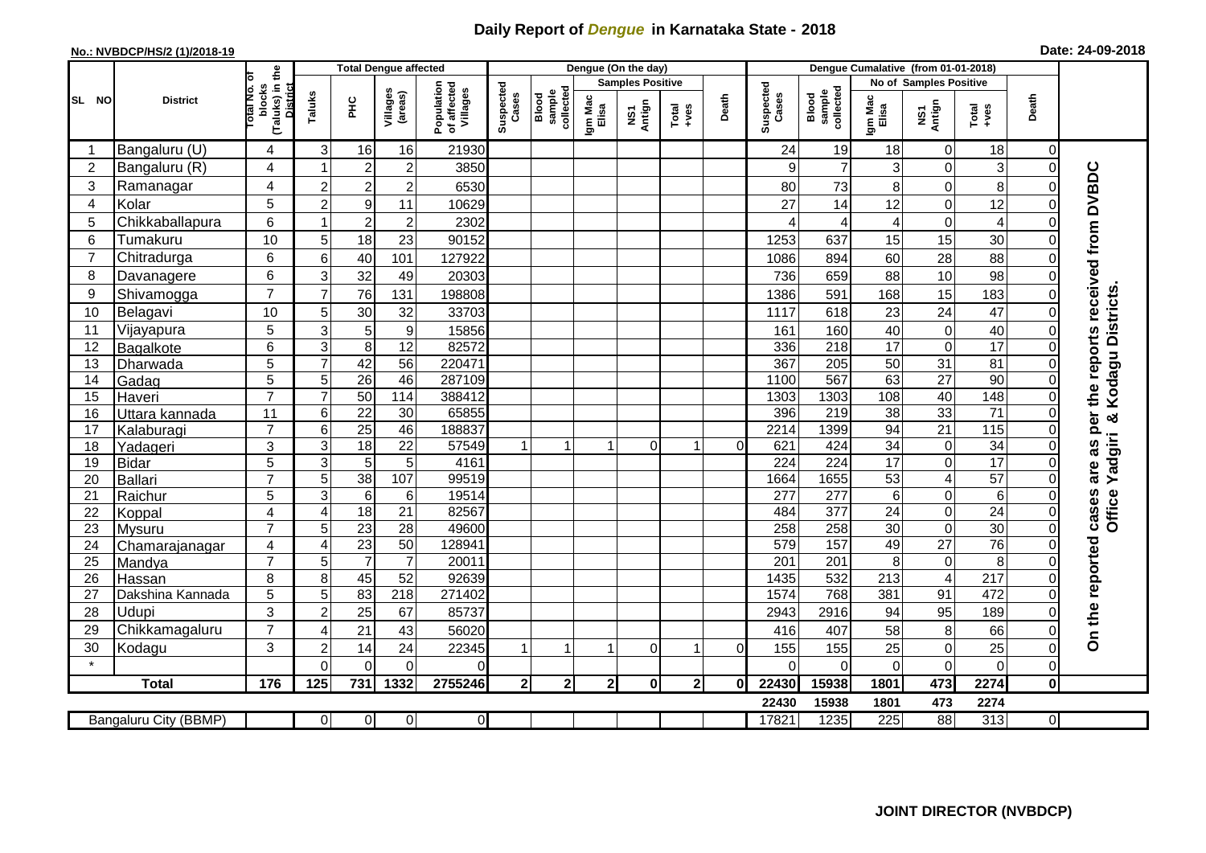# Daily Report of *Dengue* in Karnataka State - 2018

**No.: NVBDCP/HS/2 (1)/2018-19**

**Date: 24-09-2018**

| SL NO | District | Total No. of blocks (Taluks) in the District | Total Dengue affected | | | | Dengue (On the day) | | | | | | | Dengue Cumalative (from 01-01-2018) | | | | | | | |
|---|---|---|---|---|---|---|---|---|---|---|---|---|---|---|---|---|---|---|---|---|
| | | | Taluks | PHC | Villages (areas) | Population of affected Villages | Suspected Cases | Blood sample collected | Samples Positive | | | Death | Suspected Cases | Blood sample collected | No of Samples Positive | | | Death | |
| | | | | | | | | | Igm Mac Elisa | NS1 Antign | Total +ves | | | | Igm Mac Elisa | NS1 Antign | Total +ves | | |
| 1 | Bangaluru (U) | 4 | 3 | 16 | 16 | 21930 | | | | | | | 24 | 19 | 18 | 0 | 18 | 0 | On the reported cases are as per the reports received from DVBDC Office Yadgiri & Kodagu Districts. |
| 2 | Bangaluru (R) | 4 | 1 | 2 | 2 | 3850 | | | | | | | 9 | 7 | 3 | 0 | 3 | 0 | |
| 3 | Ramanagar | 4 | 2 | 2 | 2 | 6530 | | | | | | | 80 | 73 | 8 | 0 | 8 | 0 | |
| 4 | Kolar | 5 | 2 | 9 | 11 | 10629 | | | | | | | 27 | 14 | 12 | 0 | 12 | 0 | |
| 5 | Chikkaballapura | 6 | 1 | 2 | 2 | 2302 | | | | | | | 4 | 4 | 4 | 0 | 4 | 0 | |
| 6 | Tumakuru | 10 | 5 | 18 | 23 | 90152 | | | | | | | 1253 | 637 | 15 | 15 | 30 | 0 | |
| 7 | Chitradurga | 6 | 6 | 40 | 101 | 127922 | | | | | | | 1086 | 894 | 60 | 28 | 88 | 0 | |
| 8 | Davanagere | 6 | 3 | 32 | 49 | 20303 | | | | | | | 736 | 659 | 88 | 10 | 98 | 0 | |
| 9 | Shivamogga | 7 | 7 | 76 | 131 | 198808 | | | | | | | 1386 | 591 | 168 | 15 | 183 | 0 | |
| 10 | Belagavi | 10 | 5 | 30 | 32 | 33703 | | | | | | | 1117 | 618 | 23 | 24 | 47 | 0 | |
| 11 | Vijayapura | 5 | 3 | 5 | 9 | 15856 | | | | | | | 161 | 160 | 40 | 0 | 40 | 0 | |
| 12 | Bagalkote | 6 | 3 | 8 | 12 | 82572 | | | | | | | 336 | 218 | 17 | 0 | 17 | 0 | |
| 13 | Dharwada | 5 | 7 | 42 | 56 | 220471 | | | | | | | 367 | 205 | 50 | 31 | 81 | 0 | |
| 14 | Gadag | 5 | 5 | 26 | 46 | 287109 | | | | | | | 1100 | 567 | 63 | 27 | 90 | 0 | |
| 15 | Haveri | 7 | 7 | 50 | 114 | 388412 | | | | | | | 1303 | 1303 | 108 | 40 | 148 | 0 | |
| 16 | Uttara kannada | 11 | 6 | 22 | 30 | 65855 | | | | | | | 396 | 219 | 38 | 33 | 71 | 0 | |
| 17 | Kalaburagi | 7 | 6 | 25 | 46 | 188837 | | | | | | | 2214 | 1399 | 94 | 21 | 115 | 0 | |
| 18 | Yadageri | 3 | 3 | 18 | 22 | 57549 | 1 | 1 | 1 | 0 | 1 | 0 | 621 | 424 | 34 | 0 | 34 | 0 | |
| 19 | Bidar | 5 | 3 | 5 | 5 | 4161 | | | | | | | 224 | 224 | 17 | 0 | 17 | 0 | |
| 20 | Ballari | 7 | 5 | 38 | 107 | 99519 | | | | | | | 1664 | 1655 | 53 | 4 | 57 | 0 | |
| 21 | Raichur | 5 | 3 | 6 | 6 | 19514 | | | | | | | 277 | 277 | 6 | 0 | 6 | 0 | |
| 22 | Koppal | 4 | 4 | 18 | 21 | 82567 | | | | | | | 484 | 377 | 24 | 0 | 24 | 0 | |
| 23 | Mysuru | 7 | 5 | 23 | 28 | 49600 | | | | | | | 258 | 258 | 30 | 0 | 30 | 0 | |
| 24 | Chamarajanagar | 4 | 4 | 23 | 50 | 128941 | | | | | | | 579 | 157 | 49 | 27 | 76 | 0 | |
| 25 | Mandya | 7 | 5 | 7 | 7 | 20011 | | | | | | | 201 | 201 | 8 | 0 | 8 | 0 | |
| 26 | Hassan | 8 | 8 | 45 | 52 | 92639 | | | | | | | 1435 | 532 | 213 | 4 | 217 | 0 | |
| 27 | Dakshina Kannada | 5 | 5 | 83 | 218 | 271402 | | | | | | | 1574 | 768 | 381 | 91 | 472 | 0 | |
| 28 | Udupi | 3 | 2 | 25 | 67 | 85737 | | | | | | | 2943 | 2916 | 94 | 95 | 189 | 0 | |
| 29 | Chikkamagaluru | 7 | 4 | 21 | 43 | 56020 | | | | | | | 416 | 407 | 58 | 8 | 66 | 0 | |
| 30 | Kodagu | 3 | 2 | 14 | 24 | 22345 | 1 | 1 | 1 | 0 | 1 | 0 | 155 | 155 | 25 | 0 | 25 | 0 | |
| * | | | 0 | 0 | 0 | 0 | | | | | | | 0 | 0 | 0 | 0 | 0 | 0 | |
| **Total** | | **176** | **125** | **731** | **1332** | **2755246** | **2** | **2** | **2** | **0** | **2** | **0** | **22430** | **15938** | **1801** | **473** | **2274** | **0** | |
| | | | | | | | | | | | | | **22430** | **15938** | **1801** | **473** | **2274** | | |
| Bangaluru City (BBMP) | | | 0 | 0 | 0 | 0 | | | | | | | 17821 | 1235 | 225 | 88 | 313 | 0 | |

**JOINT DIRECTOR (NVBDCP)**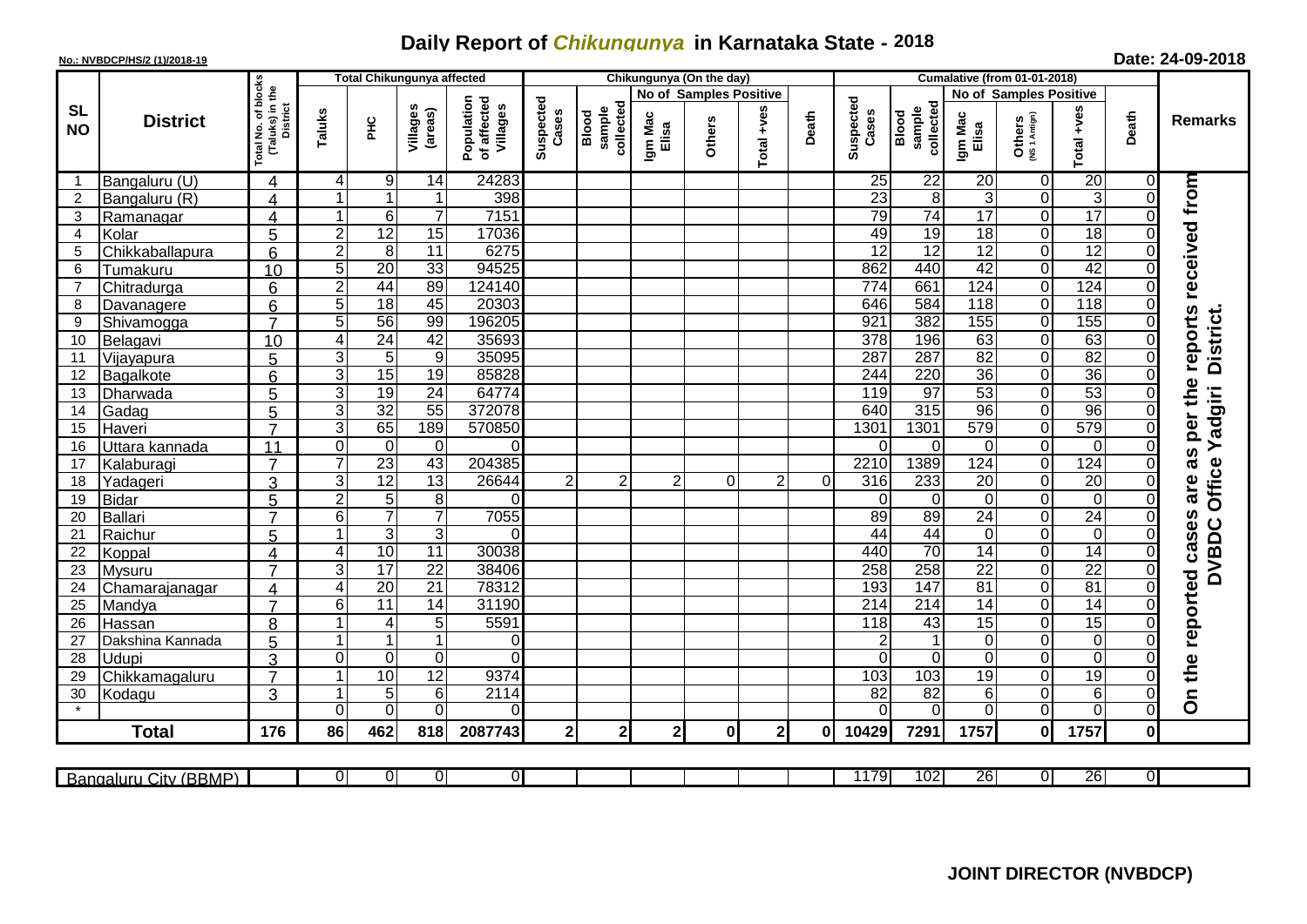# Daily Report of *Chikungunya* in Karnataka State - 2018

**No.: NVBDCP/HS/2 (1)/2018-19**

**Date: 24-09-2018**

| SL NO | District | Total No. of blocks (Taluks) in the District | Total Chikungunya affected | | | | Chikungunya (On the day) | | | | | | | Cumalative (from 01-01-2018) | | | | | | | Remarks |
|---|---|---|---|---|---|---|---|---|---|---|---|---|---|---|---|---|---|---|---|---|---|
| | | | Taluks | PHC | Villages (areas) | Population of affected Villages | Suspected Cases | Blood sample collected | No of Samples Positive | | | Death | Suspected Cases | Blood sample collected | No of Samples Positive | | | Death | |
| | | | | | | | | | Igm Mac Elisa | Others | Total +ves | | | | Igm Mac Elisa | Others (NS 1 Antign) | Total +ves | | |
| 1 | Bangaluru (U) | 4 | 4 | 9 | 14 | 24283 | | | | | | | 25 | 22 | 20 | 0 | 20 | 0 | On the reported cases are as per the reports received from DVBDC Office Yadgiri District. |
| 2 | Bangaluru (R) | 4 | 1 | 1 | 1 | 398 | | | | | | | 23 | 8 | 3 | 0 | 3 | 0 | |
| 3 | Ramanagar | 4 | 1 | 6 | 7 | 7151 | | | | | | | 79 | 74 | 17 | 0 | 17 | 0 | |
| 4 | Kolar | 5 | 2 | 12 | 15 | 17036 | | | | | | | 49 | 19 | 18 | 0 | 18 | 0 | |
| 5 | Chikkaballapura | 6 | 2 | 8 | 11 | 6275 | | | | | | | 12 | 12 | 12 | 0 | 12 | 0 | |
| 6 | Tumakuru | 10 | 5 | 20 | 33 | 94525 | | | | | | | 862 | 440 | 42 | 0 | 42 | 0 | |
| 7 | Chitradurga | 6 | 2 | 44 | 89 | 124140 | | | | | | | 774 | 661 | 124 | 0 | 124 | 0 | |
| 8 | Davanagere | 6 | 5 | 18 | 45 | 20303 | | | | | | | 646 | 584 | 118 | 0 | 118 | 0 | |
| 9 | Shivamogga | 7 | 5 | 56 | 99 | 196205 | | | | | | | 921 | 382 | 155 | 0 | 155 | 0 | |
| 10 | Belagavi | 10 | 4 | 24 | 42 | 35693 | | | | | | | 378 | 196 | 63 | 0 | 63 | 0 | |
| 11 | Vijayapura | 5 | 3 | 5 | 9 | 35095 | | | | | | | 287 | 287 | 82 | 0 | 82 | 0 | |
| 12 | Bagalkote | 6 | 3 | 15 | 19 | 85828 | | | | | | | 244 | 220 | 36 | 0 | 36 | 0 | |
| 13 | Dharwada | 5 | 3 | 19 | 24 | 64774 | | | | | | | 119 | 97 | 53 | 0 | 53 | 0 | |
| 14 | Gadag | 5 | 3 | 32 | 55 | 372078 | | | | | | | 640 | 315 | 96 | 0 | 96 | 0 | |
| 15 | Haveri | 7 | 3 | 65 | 189 | 570850 | | | | | | | 1301 | 1301 | 579 | 0 | 579 | 0 | |
| 16 | Uttara kannada | 11 | 0 | 0 | 0 | 0 | | | | | | | 0 | 0 | 0 | 0 | 0 | 0 | |
| 17 | Kalaburagi | 7 | 7 | 23 | 43 | 204385 | | | | | | | 2210 | 1389 | 124 | 0 | 124 | 0 | |
| 18 | Yadageri | 3 | 3 | 12 | 13 | 26644 | 2 | 2 | 2 | 0 | 2 | 0 | 316 | 233 | 20 | 0 | 20 | 0 | |
| 19 | Bidar | 5 | 2 | 5 | 8 | 0 | | | | | | | 0 | 0 | 0 | 0 | 0 | 0 | |
| 20 | Ballari | 7 | 6 | 7 | 7 | 7055 | | | | | | | 89 | 89 | 24 | 0 | 24 | 0 | |
| 21 | Raichur | 5 | 1 | 3 | 3 | 0 | | | | | | | 44 | 44 | 0 | 0 | 0 | 0 | |
| 22 | Koppal | 4 | 4 | 10 | 11 | 30038 | | | | | | | 440 | 70 | 14 | 0 | 14 | 0 | |
| 23 | Mysuru | 7 | 3 | 17 | 22 | 38406 | | | | | | | 258 | 258 | 22 | 0 | 22 | 0 | |
| 24 | Chamarajanagar | 4 | 4 | 20 | 21 | 78312 | | | | | | | 193 | 147 | 81 | 0 | 81 | 0 | |
| 25 | Mandya | 7 | 6 | 11 | 14 | 31190 | | | | | | | 214 | 214 | 14 | 0 | 14 | 0 | |
| 26 | Hassan | 8 | 1 | 4 | 5 | 5591 | | | | | | | 118 | 43 | 15 | 0 | 15 | 0 | |
| 27 | Dakshina Kannada | 5 | 1 | 1 | 1 | 0 | | | | | | | 2 | 1 | 0 | 0 | 0 | 0 | |
| 28 | Udupi | 3 | 0 | 0 | 0 | 0 | | | | | | | 0 | 0 | 0 | 0 | 0 | 0 | |
| 29 | Chikkamagaluru | 7 | 1 | 10 | 12 | 9374 | | | | | | | 103 | 103 | 19 | 0 | 19 | 0 | |
| 30 | Kodagu | 3 | 1 | 5 | 6 | 2114 | | | | | | | 82 | 82 | 6 | 0 | 6 | 0 | |
| * | | | 0 | 0 | 0 | 0 | | | | | | | 0 | 0 | 0 | 0 | 0 | 0 | |
| **Total** | | **176** | **86** | **462** | **818** | **2087743** | **2** | **2** | **2** | **0** | **2** | **0** | **10429** | **7291** | **1757** | **0** | **1757** | **0** | |

| | | | | | | | | | | | | | | | | | |
|---|---|---|---|---|---|---|---|---|---|---|---|---|---|---|---|---|---|
| Bangaluru City (BBMP) | | 0 | 0 | 0 | 0 | | | | | | | 1179 | 102 | 26 | 0 | 26 | 0 |

**JOINT DIRECTOR (NVBDCP)**